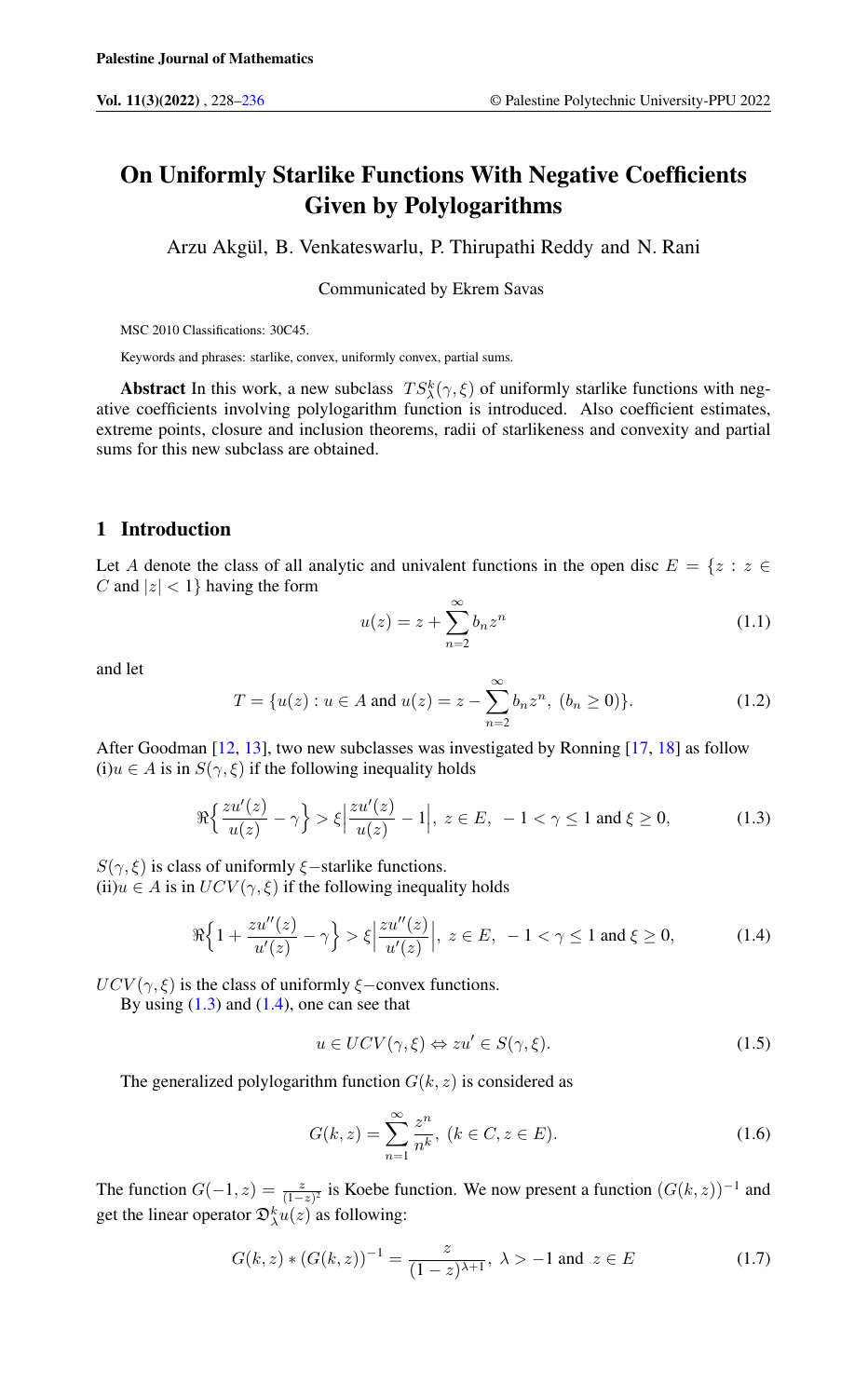# On Uniformly Starlike Functions With Negative Coefficients Given by Polylogarithms

Arzu Akgül, B. Venkateswarlu, P. Thirupathi Reddy and N. Rani

Communicated by Ekrem Savas

MSC 2010 Classifications: 30C45.

Keywords and phrases: starlike, convex, uniformly convex, partial sums.

**Abstract** In this work, a new subclass $TS^k_\lambda(\gamma, \xi)$ of uniformly starlike functions with negative coefficients involving polylogarithm function is introduced. Also coefficient estimates, extreme points, closure and inclusion theorems, radii of starlikeness and convexity and partial sums for this new subclass are obtained.

## 1 Introduction

Let $A$ denote the class of all analytic and univalent functions in the open disc $E = \{z : z \in C \text{ and } |z| < 1\}$ having the form

$$u(z) = z + \sum_{n=2}^{\infty} b_n z^n \tag{1.1}$$

and let

$$T = \{u(z) : u \in A \text{ and } u(z) = z - \sum_{n=2}^{\infty} b_n z^n,\ (b_n \geq 0)\}. \tag{1.2}$$

After Goodman [12, 13], two new subclasses was investigated by Ronning [17, 18] as follow
(i)$u \in A$ is in $S(\gamma, \xi)$ if the following inequality holds

$$\Re\Big\{\frac{zu'(z)}{u(z)} - \gamma\Big\} > \xi\Big|\frac{zu'(z)}{u(z)} - 1\Big|,\ z \in E,\ -1 < \gamma \leq 1 \text{ and } \xi \geq 0, \tag{1.3}$$

$S(\gamma, \xi)$ is class of uniformly $\xi-$starlike functions.
(ii)$u \in A$ is in $UCV(\gamma, \xi)$ if the following inequality holds

$$\Re\Big\{1 + \frac{zu''(z)}{u'(z)} - \gamma\Big\} > \xi\Big|\frac{zu''(z)}{u'(z)}\Big|,\ z \in E,\ -1 < \gamma \leq 1 \text{ and } \xi \geq 0, \tag{1.4}$$

$UCV(\gamma, \xi)$ is the class of uniformly $\xi-$convex functions.
By using (1.3) and (1.4), one can see that

$$u \in UCV(\gamma, \xi) \Leftrightarrow zu' \in S(\gamma, \xi). \tag{1.5}$$

The generalized polylogarithm function $G(k, z)$ is considered as

$$G(k, z) = \sum_{n=1}^{\infty} \frac{z^n}{n^k},\ (k \in C, z \in E). \tag{1.6}$$

The function $G(-1, z) = \frac{z}{(1-z)^2}$ is Koebe function. We now present a function $(G(k, z))^{-1}$ and get the linear operator $\mathfrak{D}^k_\lambda u(z)$ as following:

$$G(k, z) * (G(k, z))^{-1} = \frac{z}{(1-z)^{\lambda+1}},\ \lambda > -1 \text{ and } z \in E \tag{1.7}$$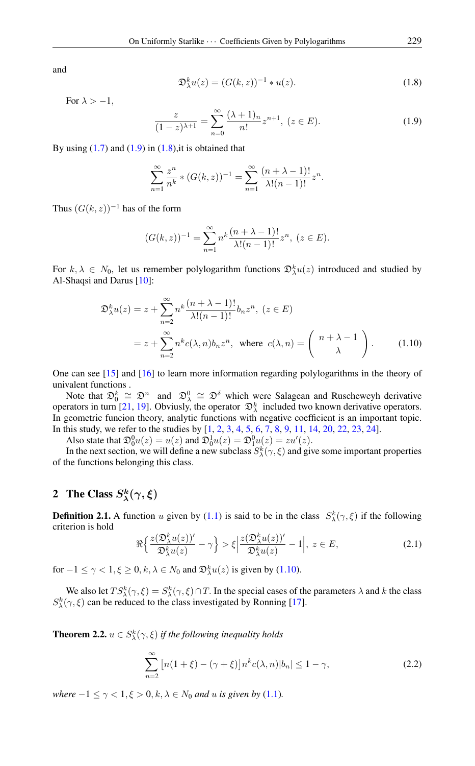and

$$\mathfrak{D}_{\lambda}^{k}u(z) = (G(k,z))^{-1} * u(z). \tag{1.8}$$

For $\lambda > -1$,

$$\frac{z}{(1-z)^{\lambda+1}} = \sum_{n=0}^{\infty} \frac{(\lambda+1)_n}{n!} z^{n+1},\ (z \in E). \tag{1.9}$$

By using (1.7) and (1.9) in (1.8),it is obtained that

$$\sum_{n=1}^{\infty} \frac{z^n}{n^k} * (G(k,z))^{-1} = \sum_{n=1}^{\infty} \frac{(n+\lambda-1)!}{\lambda!(n-1)!} z^n.$$

Thus $(G(k,z))^{-1}$ has of the form

$$(G(k,z))^{-1} = \sum_{n=1}^{\infty} n^k \frac{(n+\lambda-1)!}{\lambda!(n-1)!} z^n,\ (z \in E).$$

For $k, \lambda \in N_0$, let us remember polylogarithm functions $\mathfrak{D}_{\lambda}^{k}u(z)$ introduced and studied by Al-Shaqsi and Darus [10]:

$$\begin{aligned}
\mathfrak{D}_{\lambda}^{k}u(z) &= z + \sum_{n=2}^{\infty} n^k \frac{(n+\lambda-1)!}{\lambda!(n-1)!} b_n z^n,\ (z \in E) \\
&= z + \sum_{n=2}^{\infty} n^k c(\lambda,n) b_n z^n, \text{ where } c(\lambda,n) = \begin{pmatrix} n+\lambda-1 \\ \lambda \end{pmatrix}.
\end{aligned} \tag{1.10}$$

One can see [15] and [16] to learn more information regarding polylogarithms in the theory of univalent functions .

Note that $\mathfrak{D}_{0}^{k} \cong \mathfrak{D}^{n}$ and $\mathfrak{D}_{\lambda}^{0} \cong \mathfrak{D}^{\delta}$ which were Salagean and Ruscheweyh derivative operators in turn [21, 19]. Obviusly, the operator $\mathfrak{D}_{\lambda}^{k}$ included two known derivative operators. In geometric funcion theory, analytic functions with negative coefficient is an important topic. In this study, we refer to the studies by [1, 2, 3, 4, 5, 6, 7, 8, 9, 11, 14, 20, 22, 23, 24].

Also state that $\mathfrak{D}_{0}^{0}u(z) = u(z)$ and $\mathfrak{D}_{0}^{1}u(z) = \mathfrak{D}_{1}^{0}u(z) = zu'(z)$.

In the next section, we will define a new subclass $S_{\lambda}^{k}(\gamma,\xi)$ and give some important properties of the functions belonging this class.

## 2 The Class $S_{\lambda}^{k}(\gamma,\xi)$

**Definition 2.1.** A function $u$ given by (1.1) is said to be in the class $S_{\lambda}^{k}(\gamma,\xi)$ if the following criterion is hold

$$\Re\Big\{ \frac{z(\mathfrak{D}_{\lambda}^{k}u(z))'}{\mathfrak{D}_{\lambda}^{k}u(z)} - \gamma \Big\} > \xi \Big| \frac{z(\mathfrak{D}_{\lambda}^{k}u(z))'}{\mathfrak{D}_{\lambda}^{k}u(z)} - 1 \Big|,\ z \in E, \tag{2.1}$$

for $-1 \leq \gamma < 1, \xi \geq 0, k, \lambda \in N_0$ and $\mathfrak{D}_{\lambda}^{k}u(z)$ is given by (1.10).

We also let $TS_{\lambda}^{k}(\gamma,\xi) = S_{\lambda}^{k}(\gamma,\xi) \cap T$. In the special cases of the parameters $\lambda$ and $k$ the class $S_{\lambda}^{k}(\gamma,\xi)$ can be reduced to the class investigated by Ronning [17].

**Theorem 2.2.** *$u \in S_{\lambda}^{k}(\gamma,\xi)$ if the following inequality holds*

$$\sum_{n=2}^{\infty} \big[n(1+\xi) - (\gamma+\xi)\big] n^k c(\lambda,n) |b_n| \leq 1 - \gamma, \tag{2.2}$$

*where $-1 \leq \gamma < 1, \xi > 0, k, \lambda \in N_0$ and $u$ is given by (1.1).*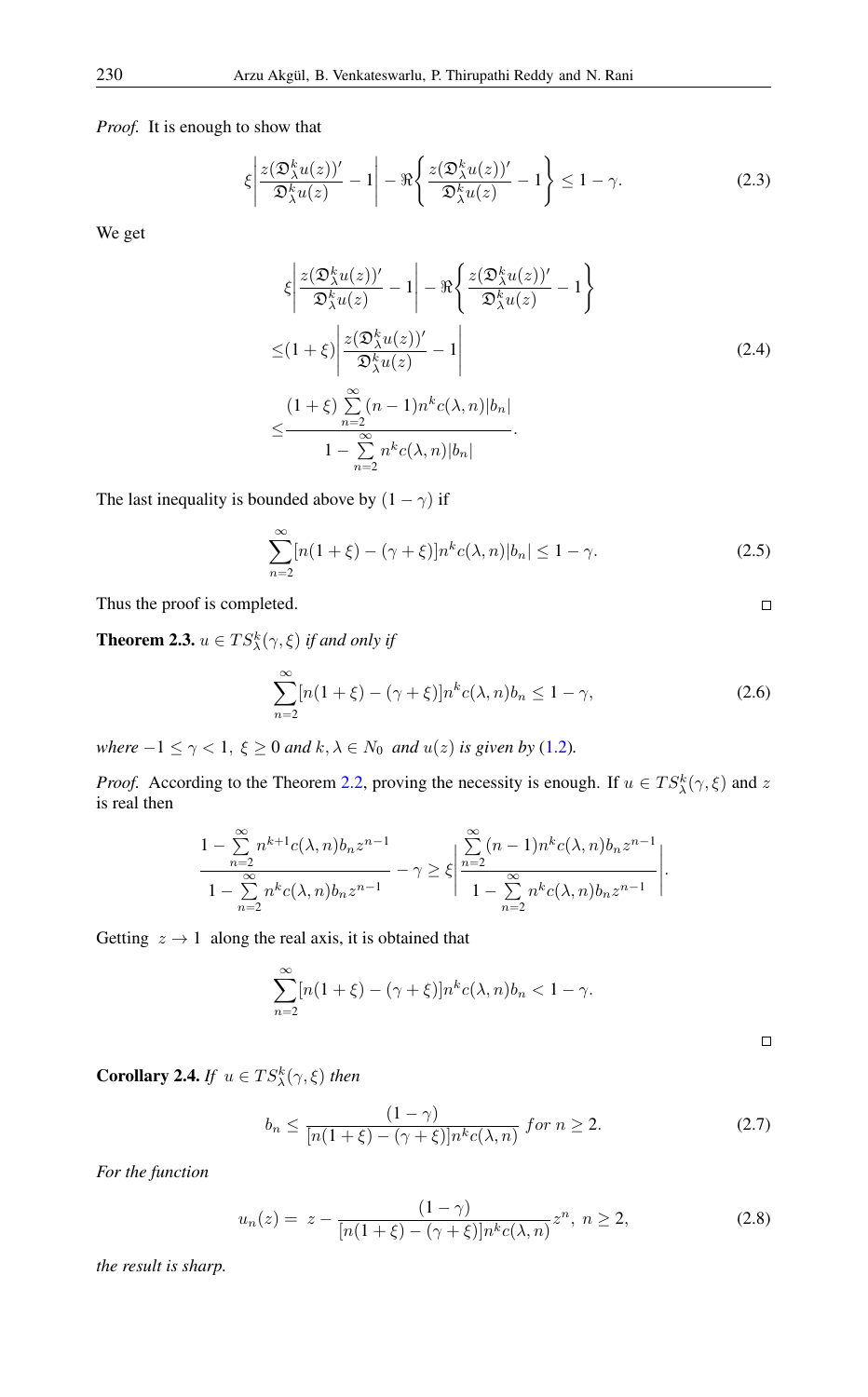*Proof.* It is enough to show that

$$\xi\left|\frac{z(\mathfrak{D}_\lambda^k u(z))'}{\mathfrak{D}_\lambda^k u(z)}-1\right|-\Re\left\{\frac{z(\mathfrak{D}_\lambda^k u(z))'}{\mathfrak{D}_\lambda^k u(z)}-1\right\}\leq 1-\gamma. \tag{2.3}$$

We get

$$\begin{aligned}
&\xi\left|\frac{z(\mathfrak{D}_\lambda^k u(z))'}{\mathfrak{D}_\lambda^k u(z)}-1\right|-\Re\left\{\frac{z(\mathfrak{D}_\lambda^k u(z))'}{\mathfrak{D}_\lambda^k u(z)}-1\right\}\\
\leq&(1+\xi)\left|\frac{z(\mathfrak{D}_\lambda^k u(z))'}{\mathfrak{D}_\lambda^k u(z)}-1\right| \\
\leq&\frac{(1+\xi)\sum\limits_{n=2}^{\infty}(n-1)n^k c(\lambda,n)|b_n|}{1-\sum\limits_{n=2}^{\infty}n^k c(\lambda,n)|b_n|}.
\end{aligned} \tag{2.4}$$

The last inequality is bounded above by $(1-\gamma)$ if

$$\sum_{n=2}^{\infty}[n(1+\xi)-(\gamma+\xi)]n^k c(\lambda,n)|b_n|\leq 1-\gamma. \tag{2.5}$$

Thus the proof is completed. ∎

**Theorem 2.3.** *$u\in TS_\lambda^k(\gamma,\xi)$ if and only if*

$$\sum_{n=2}^{\infty}[n(1+\xi)-(\gamma+\xi)]n^k c(\lambda,n)b_n\leq 1-\gamma, \tag{2.6}$$

*where $-1\leq\gamma<1,\ \xi\geq 0$ and $k,\lambda\in N_0$ and $u(z)$ is given by (1.2).*

*Proof.* According to the Theorem 2.2, proving the necessity is enough. If $u\in TS_\lambda^k(\gamma,\xi)$ and $z$ is real then

$$\frac{1-\sum\limits_{n=2}^{\infty}n^{k+1}c(\lambda,n)b_n z^{n-1}}{1-\sum\limits_{n=2}^{\infty}n^k c(\lambda,n)b_n z^{n-1}}-\gamma\geq\xi\left|\frac{\sum\limits_{n=2}^{\infty}(n-1)n^k c(\lambda,n)b_n z^{n-1}}{1-\sum\limits_{n=2}^{\infty}n^k c(\lambda,n)b_n z^{n-1}}\right|.$$

Getting $z\to 1$ along the real axis, it is obtained that

$$\sum_{n=2}^{\infty}[n(1+\xi)-(\gamma+\xi)]n^k c(\lambda,n)b_n<1-\gamma.$$

∎

**Corollary 2.4.** *If $u\in TS_\lambda^k(\gamma,\xi)$ then*

$$b_n\leq\frac{(1-\gamma)}{[n(1+\xi)-(\gamma+\xi)]n^k c(\lambda,n)}\ for\ n\geq 2. \tag{2.7}$$

*For the function*

$$u_n(z)=\ z-\frac{(1-\gamma)}{[n(1+\xi)-(\gamma+\xi)]n^k c(\lambda,n)}z^n,\ n\geq 2, \tag{2.8}$$

*the result is sharp.*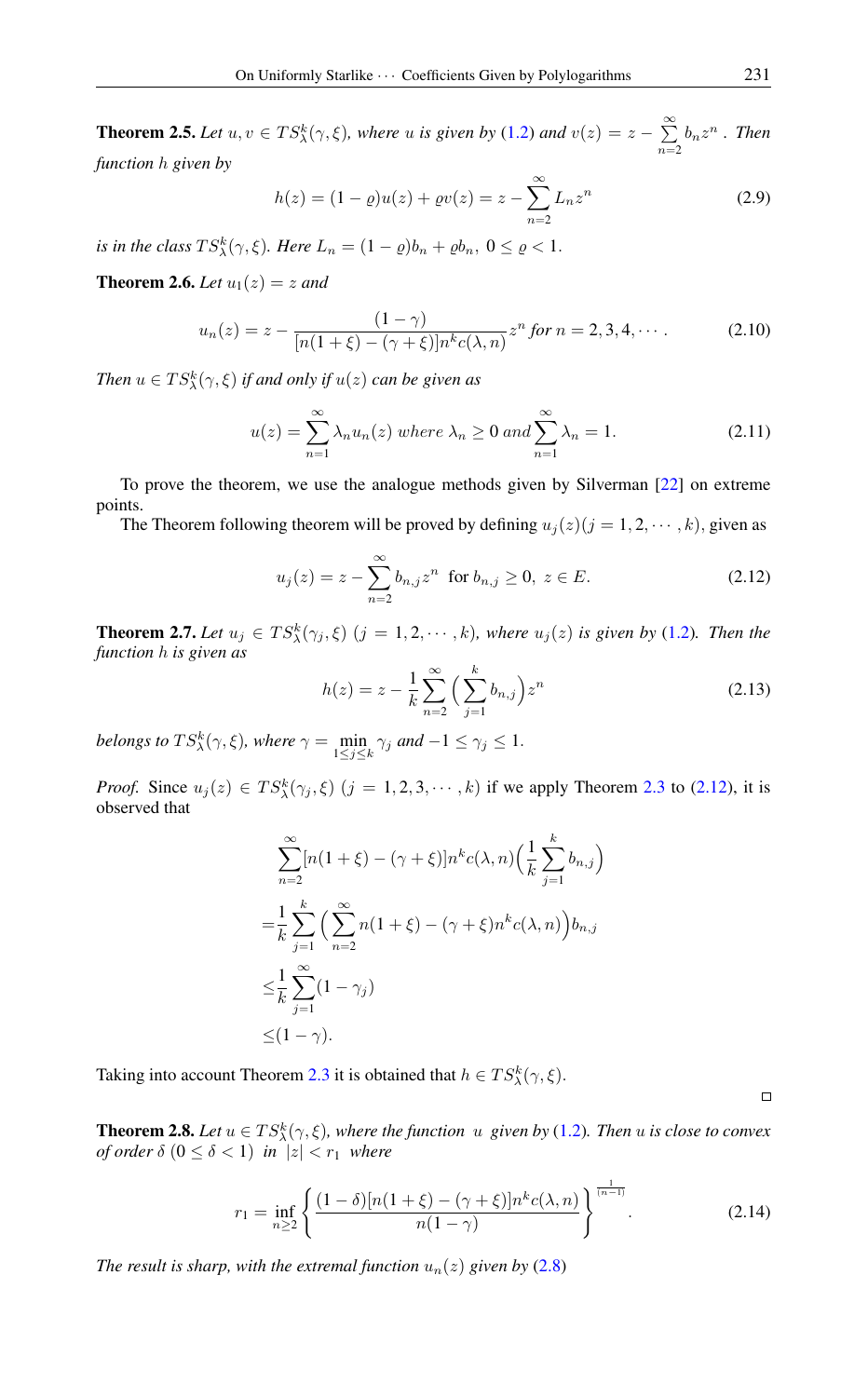**Theorem 2.5.** *Let $u, v \in TS^k_\lambda(\gamma, \xi)$, where $u$ is given by (1.2) and $v(z) = z - \sum_{n=2}^{\infty} b_n z^n$ . Then function $h$ given by*

$$h(z) = (1 - \varrho)u(z) + \varrho v(z) = z - \sum_{n=2}^{\infty} L_n z^n \tag{2.9}$$

*is in the class $TS^k_\lambda(\gamma, \xi)$. Here $L_n = (1 - \varrho)b_n + \varrho b_n,\ 0 \leq \varrho < 1$.*

**Theorem 2.6.** *Let $u_1(z) = z$ and*

$$u_n(z) = z - \frac{(1 - \gamma)}{[n(1 + \xi) - (\gamma + \xi)]n^k c(\lambda, n)} z^n \text{ for } n = 2, 3, 4, \cdots . \tag{2.10}$$

*Then $u \in TS^k_\lambda(\gamma, \xi)$ if and only if $u(z)$ can be given as*

$$u(z) = \sum_{n=1}^{\infty} \lambda_n u_n(z) \text{ where } \lambda_n \geq 0 \text{ and } \sum_{n=1}^{\infty} \lambda_n = 1. \tag{2.11}$$

To prove the theorem, we use the analogue methods given by Silverman [22] on extreme points.

The Theorem following theorem will be proved by defining $u_j(z) (j = 1, 2, \cdots , k)$, given as

$$u_j(z) = z - \sum_{n=2}^{\infty} b_{n,j} z^n \ \text{ for } b_{n,j} \geq 0,\ z \in E. \tag{2.12}$$

**Theorem 2.7.** *Let $u_j \in TS^k_\lambda(\gamma_j, \xi)$ $(j = 1, 2, \cdots , k)$, where $u_j(z)$ is given by (1.2). Then the function $h$ is given as*

$$h(z) = z - \frac{1}{k} \sum_{n=2}^{\infty} \Big( \sum_{j=1}^{k} b_{n,j} \Big) z^n \tag{2.13}$$

*belongs to $TS^k_\lambda(\gamma, \xi)$, where $\gamma = \min_{1 \leq j \leq k} \gamma_j$ and $-1 \leq \gamma_j \leq 1$.*

*Proof.* Since $u_j(z) \in TS^k_\lambda(\gamma_j, \xi)$ $(j = 1, 2, 3, \cdots , k)$ if we apply Theorem 2.3 to (2.12), it is observed that

$$\begin{aligned}
&\sum_{n=2}^{\infty} [n(1 + \xi) - (\gamma + \xi)]n^k c(\lambda, n) \Big( \frac{1}{k} \sum_{j=1}^{k} b_{n,j} \Big) \\
=& \frac{1}{k} \sum_{j=1}^{k} \Big( \sum_{n=2}^{\infty} n(1 + \xi) - (\gamma + \xi)n^k c(\lambda, n) \Big) b_{n,j} \\
\leq& \frac{1}{k} \sum_{j=1}^{\infty} (1 - \gamma_j) \\
\leq& (1 - \gamma).
\end{aligned}$$

Taking into account Theorem 2.3 it is obtained that $h \in TS^k_\lambda(\gamma, \xi)$. ∎

**Theorem 2.8.** *Let $u \in TS^k_\lambda(\gamma, \xi)$, where the function $u$ given by (1.2). Then $u$ is close to convex of order $\delta$ $(0 \leq \delta < 1)$ in $|z| < r_1$ where*

$$r_1 = \inf_{n \geq 2} \left\{ \frac{(1 - \delta)[n(1 + \xi) - (\gamma + \xi)]n^k c(\lambda, n)}{n(1 - \gamma)} \right\}^{\frac{1}{(n-1)}} . \tag{2.14}$$

*The result is sharp, with the extremal function $u_n(z)$ given by (2.8)*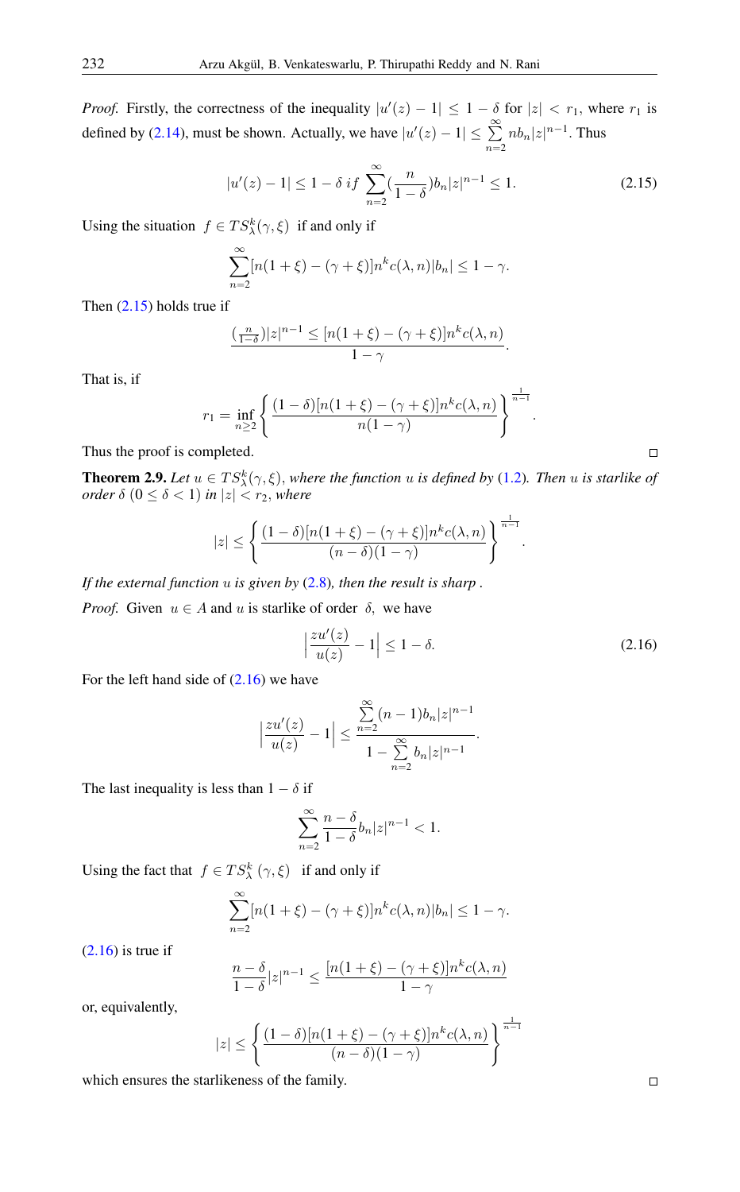*Proof.* Firstly, the correctness of the inequality $|u'(z)-1| \leq 1-\delta$ for $|z| < r_1$, where $r_1$ is defined by (2.14), must be shown. Actually, we have $|u'(z)-1| \leq \sum_{n=2}^{\infty} nb_n|z|^{n-1}$. Thus

$$|u'(z)-1| \leq 1-\delta \; if \; \sum_{n=2}^{\infty} (\frac{n}{1-\delta}) b_n |z|^{n-1} \leq 1. \tag{2.15}$$

Using the situation $f \in TS_{\lambda}^{k}(\gamma,\xi)$ if and only if

$$\sum_{n=2}^{\infty} [n(1+\xi)-(\gamma+\xi)]n^k c(\lambda,n)|b_n| \leq 1-\gamma.$$

Then (2.15) holds true if

$$\frac{(\frac{n}{1-\delta})|z|^{n-1} \leq [n(1+\xi)-(\gamma+\xi)]n^k c(\lambda,n)}{1-\gamma}.$$

That is, if

$$r_1 = \inf_{n\geq 2} \left\{ \frac{(1-\delta)[n(1+\xi)-(\gamma+\xi)]n^k c(\lambda,n)}{n(1-\gamma)} \right\}^{\frac{1}{n-1}}.$$

Thus the proof is completed. □

**Theorem 2.9.** *Let $u \in TS_{\lambda}^{k}(\gamma,\xi)$, where the function $u$ is defined by (1.2). Then $u$ is starlike of order $\delta$ $(0 \leq \delta < 1)$ in $|z| < r_2$, where*

$$|z| \leq \left\{ \frac{(1-\delta)[n(1+\xi)-(\gamma+\xi)]n^k c(\lambda,n)}{(n-\delta)(1-\gamma)} \right\}^{\frac{1}{n-1}}.$$

*If the external function $u$ is given by (2.8), then the result is sharp .*

*Proof.* Given $u \in A$ and $u$ is starlike of order $\delta$, we have

$$\left|\frac{zu'(z)}{u(z)}-1\right| \leq 1-\delta. \tag{2.16}$$

For the left hand side of (2.16) we have

$$\left|\frac{zu'(z)}{u(z)}-1\right| \leq \frac{\sum_{n=2}^{\infty}(n-1)b_n|z|^{n-1}}{1-\sum_{n=2}^{\infty} b_n|z|^{n-1}}.$$

The last inequality is less than $1-\delta$ if

$$\sum_{n=2}^{\infty} \frac{n-\delta}{1-\delta} b_n |z|^{n-1} < 1.$$

Using the fact that $f \in TS_{\lambda}^{k}(\gamma,\xi)$ if and only if

$$\sum_{n=2}^{\infty} [n(1+\xi)-(\gamma+\xi)]n^k c(\lambda,n)|b_n| \leq 1-\gamma.$$

(2.16) is true if

$$\frac{n-\delta}{1-\delta}|z|^{n-1} \leq \frac{[n(1+\xi)-(\gamma+\xi)]n^k c(\lambda,n)}{1-\gamma}$$

or, equivalently,

$$|z| \leq \left\{ \frac{(1-\delta)[n(1+\xi)-(\gamma+\xi)]n^k c(\lambda,n)}{(n-\delta)(1-\gamma)} \right\}^{\frac{1}{n-1}}$$

which ensures the starlikeness of the family. □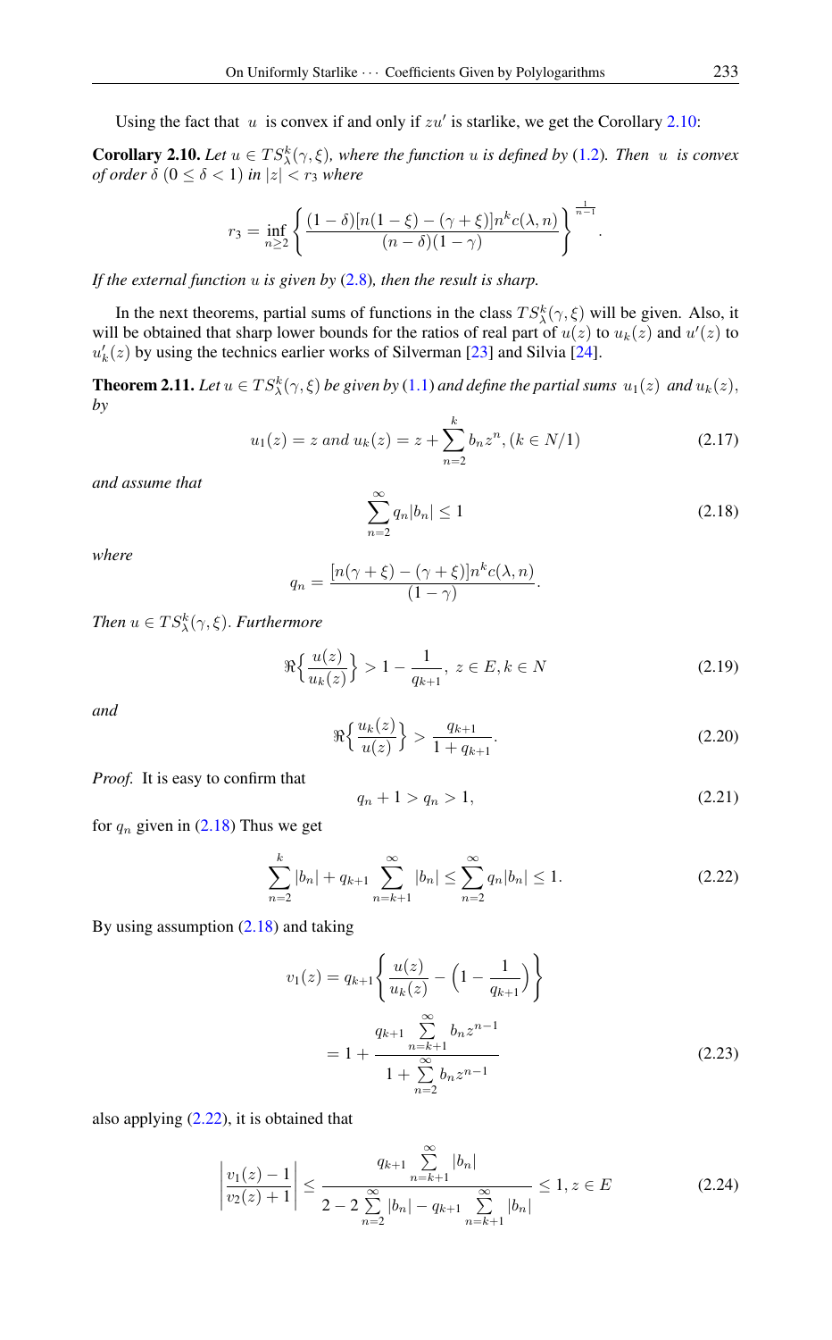Using the fact that $u$ is convex if and only if $zu'$ is starlike, we get the Corollary 2.10:

**Corollary 2.10.** *Let $u \in TS_\lambda^k(\gamma, \xi)$, where the function $u$ is defined by (1.2). Then $u$ is convex of order $\delta$ $(0 \le \delta < 1)$ in $|z| < r_3$ where*

$$r_3 = \inf_{n \ge 2} \left\{ \frac{(1-\delta)[n(1-\xi) - (\gamma+\xi)]n^k c(\lambda, n)}{(n-\delta)(1-\gamma)} \right\}^{\frac{1}{n-1}}.$$

*If the external function $u$ is given by (2.8), then the result is sharp.*

In the next theorems, partial sums of functions in the class $TS_\lambda^k(\gamma, \xi)$ will be given. Also, it will be obtained that sharp lower bounds for the ratios of real part of $u(z)$ to $u_k(z)$ and $u'(z)$ to $u_k'(z)$ by using the technics earlier works of Silverman [23] and Silvia [24].

**Theorem 2.11.** *Let $u \in TS_\lambda^k(\gamma, \xi)$ be given by (1.1) and define the partial sums $u_1(z)$ and $u_k(z)$, by*

$$u_1(z) = z \text{ and } u_k(z) = z + \sum_{n=2}^{k} b_n z^n, (k \in N/1) \tag{2.17}$$

*and assume that*

$$\sum_{n=2}^{\infty} q_n |b_n| \le 1 \tag{2.18}$$

*where*

$$q_n = \frac{[n(\gamma+\xi) - (\gamma+\xi)]n^k c(\lambda, n)}{(1-\gamma)}.$$

*Then $u \in TS_\lambda^k(\gamma, \xi)$. Furthermore*

$$\Re\left\{ \frac{u(z)}{u_k(z)} \right\} > 1 - \frac{1}{q_{k+1}},\ z \in E, k \in N \tag{2.19}$$

*and*

$$\Re\left\{ \frac{u_k(z)}{u(z)} \right\} > \frac{q_{k+1}}{1+q_{k+1}}. \tag{2.20}$$

*Proof.* It is easy to confirm that

$$q_n + 1 > q_n > 1, \tag{2.21}$$

for $q_n$ given in (2.18) Thus we get

$$\sum_{n=2}^{k} |b_n| + q_{k+1} \sum_{n=k+1}^{\infty} |b_n| \le \sum_{n=2}^{\infty} q_n |b_n| \le 1. \tag{2.22}$$

By using assumption (2.18) and taking

$$\begin{aligned} v_1(z) &= q_{k+1} \left\{ \frac{u(z)}{u_k(z)} - \left(1 - \frac{1}{q_{k+1}}\right) \right\} \\ &= 1 + \frac{q_{k+1} \sum\limits_{n=k+1}^{\infty} b_n z^{n-1}}{1 + \sum\limits_{n=2}^{\infty} b_n z^{n-1}} \end{aligned} \tag{2.23}$$

also applying (2.22), it is obtained that

$$\left| \frac{v_1(z) - 1}{v_2(z) + 1} \right| \le \frac{q_{k+1} \sum\limits_{n=k+1}^{\infty} |b_n|}{2 - 2\sum\limits_{n=2}^{\infty} |b_n| - q_{k+1} \sum\limits_{n=k+1}^{\infty} |b_n|} \le 1, z \in E \tag{2.24}$$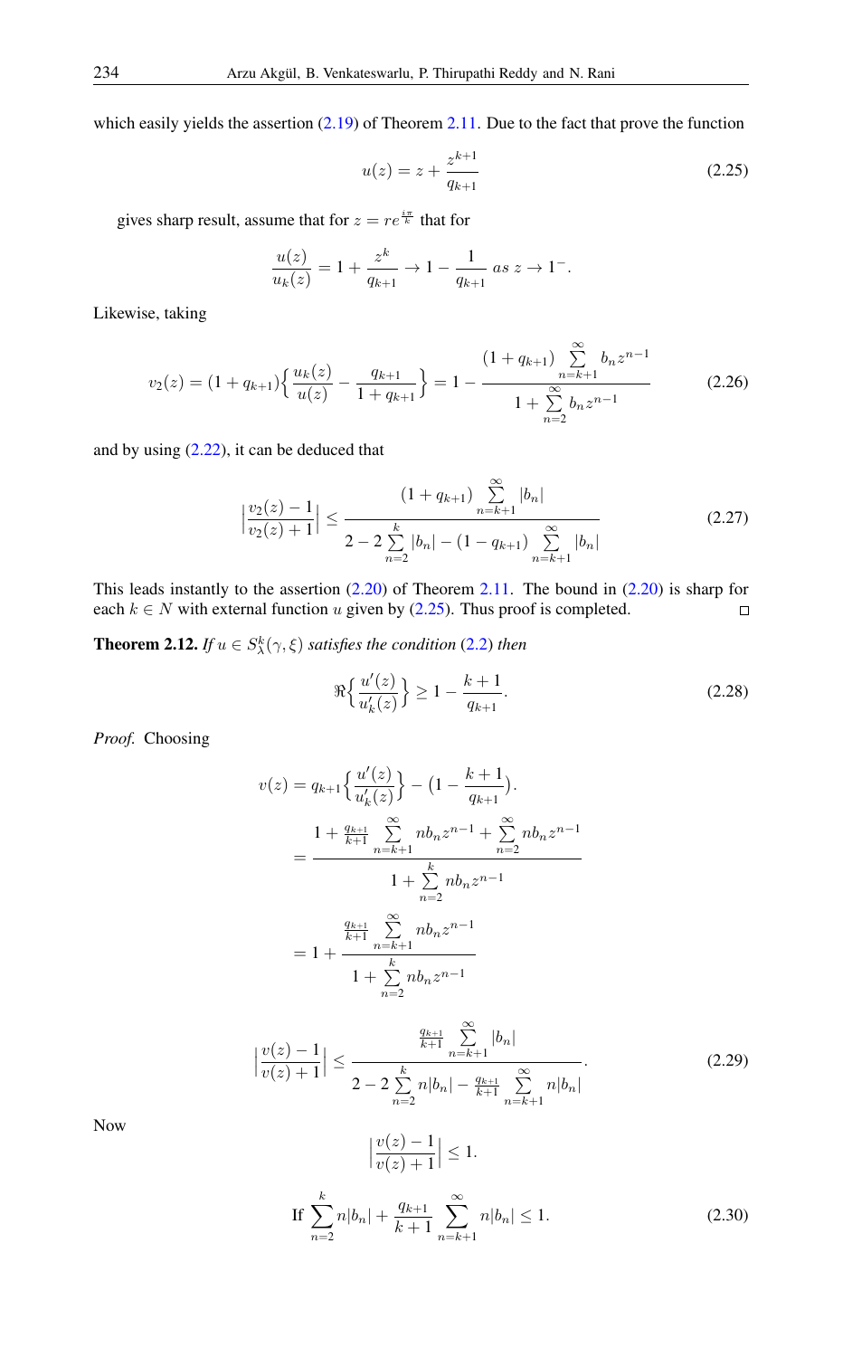which easily yields the assertion (2.19) of Theorem 2.11. Due to the fact that prove the function

$$u(z) = z + \frac{z^{k+1}}{q_{k+1}} \tag{2.25}$$

gives sharp result, assume that for $z = re^{\frac{i\pi}{k}}$ that for

$$\frac{u(z)}{u_k(z)} = 1 + \frac{z^k}{q_{k+1}} \to 1 - \frac{1}{q_{k+1}} \; as \; z \to 1^-.$$

Likewise, taking

$$v_2(z) = (1 + q_{k+1})\Big\{\frac{u_k(z)}{u(z)} - \frac{q_{k+1}}{1 + q_{k+1}}\Big\} = 1 - \frac{(1 + q_{k+1}) \sum\limits_{n=k+1}^{\infty} b_n z^{n-1}}{1 + \sum\limits_{n=2}^{\infty} b_n z^{n-1}} \tag{2.26}$$

and by using (2.22), it can be deduced that

$$\Big|\frac{v_2(z) - 1}{v_2(z) + 1}\Big| \leq \frac{(1 + q_{k+1}) \sum\limits_{n=k+1}^{\infty} |b_n|}{2 - 2\sum\limits_{n=2}^{k} |b_n| - (1 - q_{k+1}) \sum\limits_{n=k+1}^{\infty} |b_n|} \tag{2.27}$$

This leads instantly to the assertion (2.20) of Theorem 2.11. The bound in (2.20) is sharp for each $k \in N$ with external function $u$ given by (2.25). Thus proof is completed. □

**Theorem 2.12.** *If $u \in S_\lambda^k(\gamma, \xi)$ satisfies the condition (2.2) then*

$$\Re\Big\{\frac{u'(z)}{u'_k(z)}\Big\} \geq 1 - \frac{k+1}{q_{k+1}}. \tag{2.28}$$

*Proof.* Choosing

$$\begin{aligned}
v(z) &= q_{k+1}\Big\{\frac{u'(z)}{u'_k(z)}\Big\} - \big(1 - \frac{k+1}{q_{k+1}}\big).\\
&= \frac{1 + \frac{q_{k+1}}{k+1} \sum\limits_{n=k+1}^{\infty} nb_n z^{n-1} + \sum\limits_{n=2}^{\infty} nb_n z^{n-1}}{1 + \sum\limits_{n=2}^{k} nb_n z^{n-1}}\\
&= 1 + \frac{\frac{q_{k+1}}{k+1} \sum\limits_{n=k+1}^{\infty} nb_n z^{n-1}}{1 + \sum\limits_{n=2}^{k} nb_n z^{n-1}}
\end{aligned}$$

$$\Big|\frac{v(z) - 1}{v(z) + 1}\Big| \leq \frac{\frac{q_{k+1}}{k+1} \sum\limits_{n=k+1}^{\infty} |b_n|}{2 - 2\sum\limits_{n=2}^{k} n|b_n| - \frac{q_{k+1}}{k+1} \sum\limits_{n=k+1}^{\infty} n|b_n|}. \tag{2.29}$$

Now

$$\Big|\frac{v(z) - 1}{v(z) + 1}\Big| \leq 1.$$

$$\text{If} \; \sum_{n=2}^{k} n|b_n| + \frac{q_{k+1}}{k+1} \sum_{n=k+1}^{\infty} n|b_n| \leq 1. \tag{2.30}$$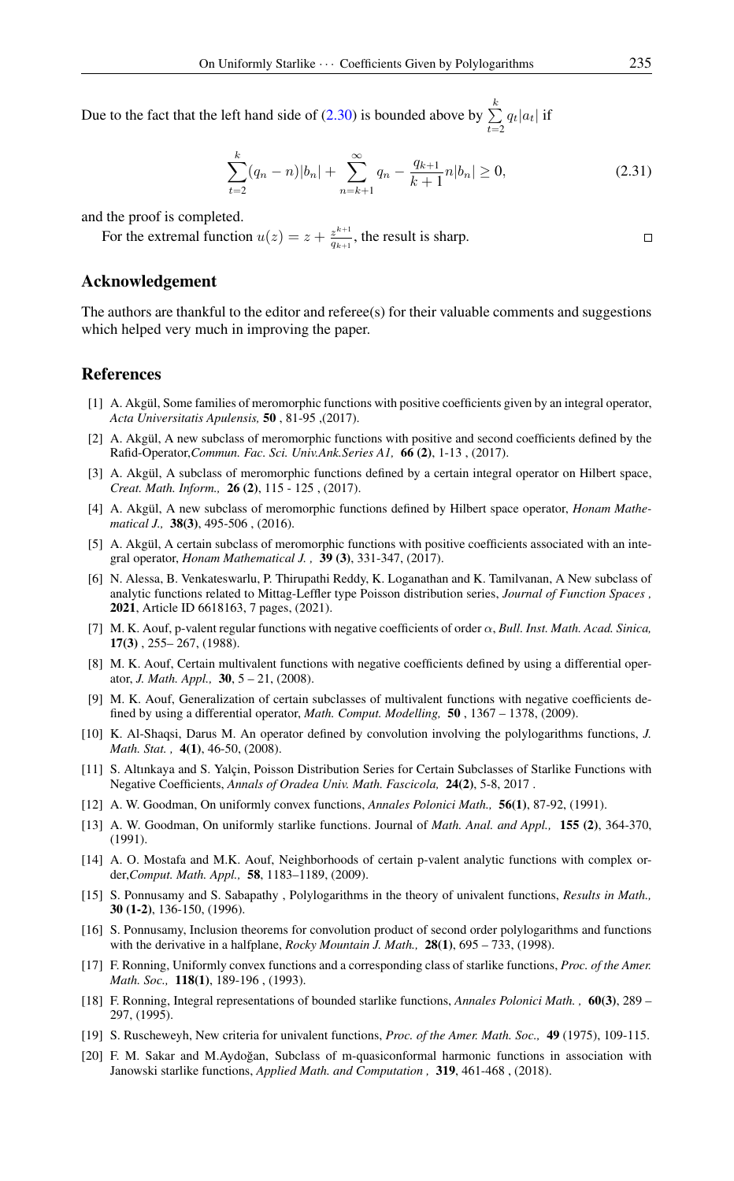Due to the fact that the left hand side of (2.30) is bounded above by $\sum_{t=2}^{k} q_t|a_t|$ if

$$\sum_{t=2}^{k}(q_n - n)|b_n| + \sum_{n=k+1}^{\infty} q_n - \frac{q_{k+1}}{k+1}n|b_n| \geq 0, \tag{2.31}$$

and the proof is completed.

For the extremal function $u(z) = z + \frac{z^{k+1}}{q_{k+1}}$, the result is sharp. □

## Acknowledgement

The authors are thankful to the editor and referee(s) for their valuable comments and suggestions which helped very much in improving the paper.

## References

[1] A. Akgül, Some families of meromorphic functions with positive coefficients given by an integral operator, *Acta Universitatis Apulensis,* **50** , 81-95 ,(2017).

[2] A. Akgül, A new subclass of meromorphic functions with positive and second coefficients defined by the Rafid-Operator,*Commun. Fac. Sci. Univ.Ank.Series A1,* **66 (2)**, 1-13 , (2017).

[3] A. Akgül, A subclass of meromorphic functions defined by a certain integral operator on Hilbert space, *Creat. Math. Inform.,* **26 (2)**, 115 - 125 , (2017).

[4] A. Akgül, A new subclass of meromorphic functions defined by Hilbert space operator, *Honam Mathematical J.,* **38(3)**, 495-506 , (2016).

[5] A. Akgül, A certain subclass of meromorphic functions with positive coefficients associated with an integral operator, *Honam Mathematical J. ,* **39 (3)**, 331-347, (2017).

[6] N. Alessa, B. Venkateswarlu, P. Thirupathi Reddy, K. Loganathan and K. Tamilvanan, A New subclass of analytic functions related to Mittag-Leffler type Poisson distribution series, *Journal of Function Spaces ,* **2021**, Article ID 6618163, 7 pages, (2021).

[7] M. K. Aouf, p-valent regular functions with negative coefficients of order $\alpha$, *Bull. Inst. Math. Acad. Sinica,* **17(3)** , 255– 267, (1988).

[8] M. K. Aouf, Certain multivalent functions with negative coefficients defined by using a differential operator, *J. Math. Appl.,* **30**, 5 – 21, (2008).

[9] M. K. Aouf, Generalization of certain subclasses of multivalent functions with negative coefficients defined by using a differential operator, *Math. Comput. Modelling,* **50** , 1367 – 1378, (2009).

[10] K. Al-Shaqsi, Darus M. An operator defined by convolution involving the polylogarithms functions, *J. Math. Stat. ,* **4(1)**, 46-50, (2008).

[11] S. Altınkaya and S. Yalçin, Poisson Distribution Series for Certain Subclasses of Starlike Functions with Negative Coefficients, *Annals of Oradea Univ. Math. Fascicola,* **24(2)**, 5-8, 2017 .

[12] A. W. Goodman, On uniformly convex functions, *Annales Polonici Math.,* **56(1)**, 87-92, (1991).

[13] A. W. Goodman, On uniformly starlike functions. Journal of *Math. Anal. and Appl.,* **155 (2)**, 364-370, (1991).

[14] A. O. Mostafa and M.K. Aouf, Neighborhoods of certain p-valent analytic functions with complex order,*Comput. Math. Appl.,* **58**, 1183–1189, (2009).

[15] S. Ponnusamy and S. Sabapathy , Polylogarithms in the theory of univalent functions, *Results in Math.,* **30 (1-2)**, 136-150, (1996).

[16] S. Ponnusamy, Inclusion theorems for convolution product of second order polylogarithms and functions with the derivative in a halfplane, *Rocky Mountain J. Math.,* **28(1)**, 695 – 733, (1998).

[17] F. Ronning, Uniformly convex functions and a corresponding class of starlike functions, *Proc. of the Amer. Math. Soc.,* **118(1)**, 189-196 , (1993).

[18] F. Ronning, Integral representations of bounded starlike functions, *Annales Polonici Math. ,* **60(3)**, 289 – 297, (1995).

[19] S. Ruscheweyh, New criteria for univalent functions, *Proc. of the Amer. Math. Soc.,* **49** (1975), 109-115.

[20] F. M. Sakar and M.Aydoğan, Subclass of m-quasiconformal harmonic functions in association with Janowski starlike functions, *Applied Math. and Computation ,* **319**, 461-468 , (2018).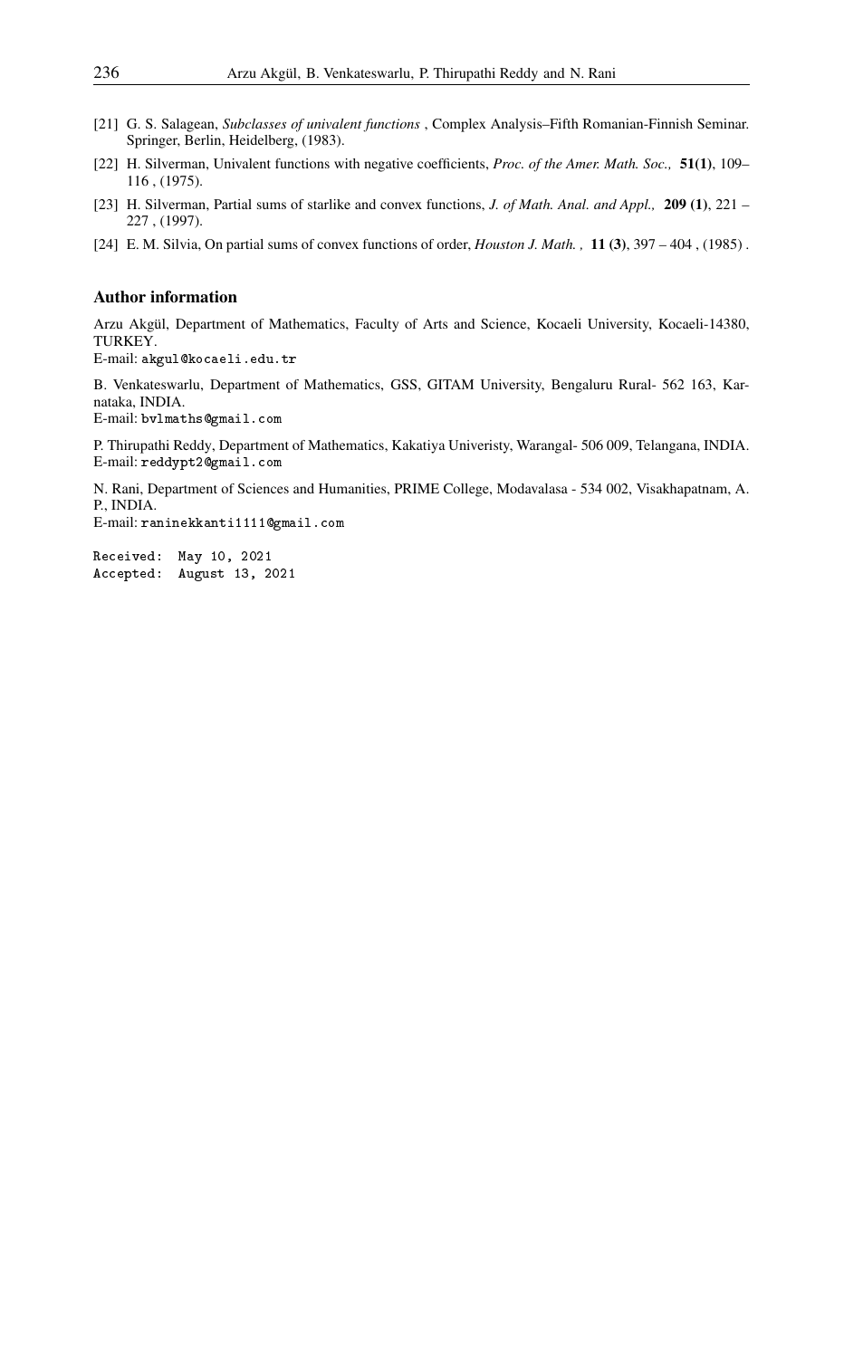[21] G. S. Salagean, *Subclasses of univalent functions* , Complex Analysis–Fifth Romanian-Finnish Seminar. Springer, Berlin, Heidelberg, (1983).

[22] H. Silverman, Univalent functions with negative coefficients, *Proc. of the Amer. Math. Soc.,* **51(1)**, 109–116 , (1975).

[23] H. Silverman, Partial sums of starlike and convex functions, *J. of Math. Anal. and Appl.,* **209 (1)**, 221 – 227 , (1997).

[24] E. M. Silvia, On partial sums of convex functions of order, *Houston J. Math. ,* **11 (3)**, 397 – 404 , (1985) .

### Author information

Arzu Akgül, Department of Mathematics, Faculty of Arts and Science, Kocaeli University, Kocaeli-14380, TURKEY.
E-mail: akgul@kocaeli.edu.tr

B. Venkateswarlu, Department of Mathematics, GSS, GITAM University, Bengaluru Rural- 562 163, Karnataka, INDIA.
E-mail: bvlmaths@gmail.com

P. Thirupathi Reddy, Department of Mathematics, Kakatiya Univeristy, Warangal- 506 009, Telangana, INDIA.
E-mail: reddypt2@gmail.com

N. Rani, Department of Sciences and Humanities, PRIME College, Modavalasa - 534 002, Visakhapatnam, A. P., INDIA.
E-mail: raninekkanti1111@gmail.com

Received: May 10, 2021
Accepted: August 13, 2021